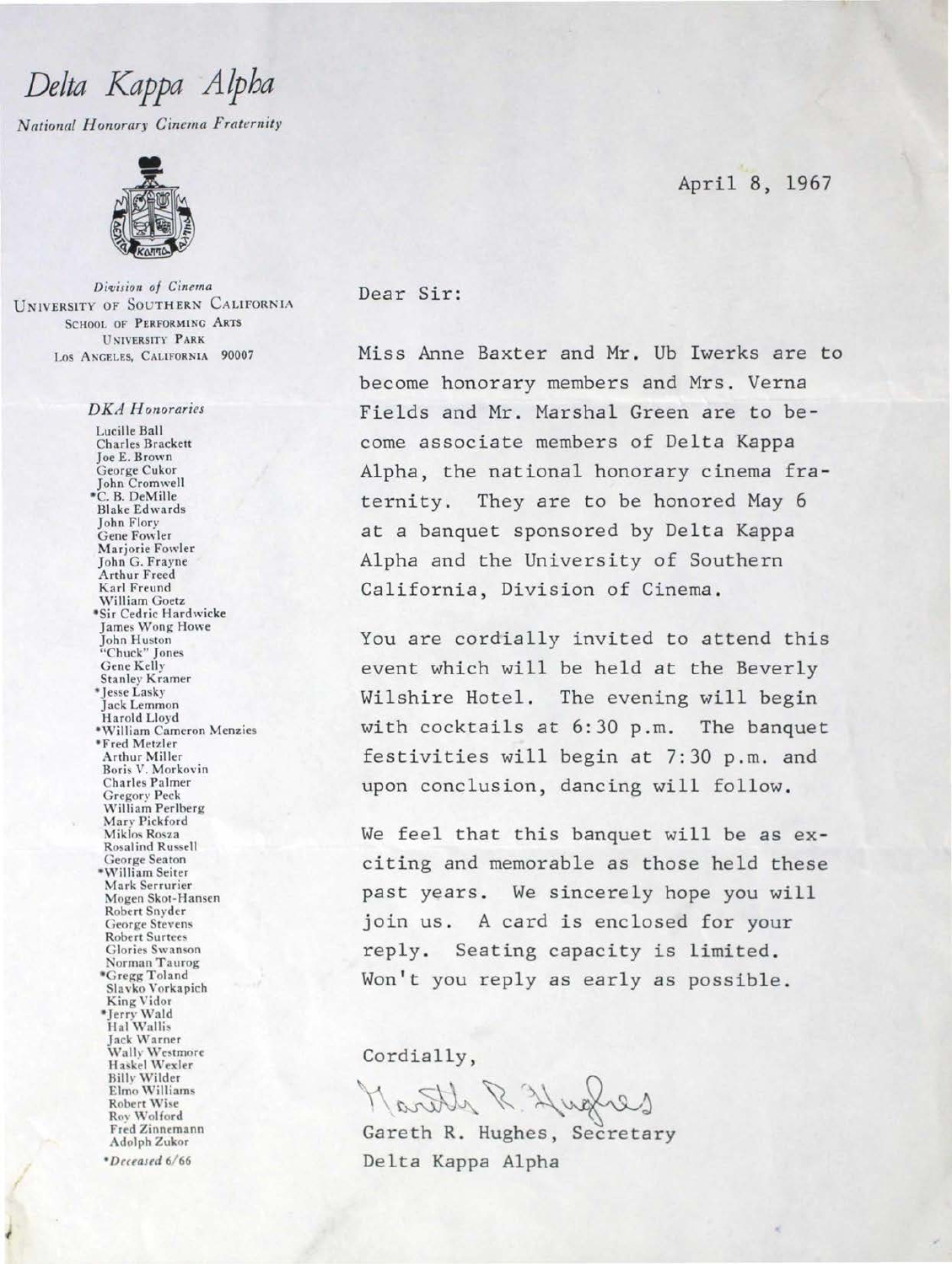# *Delta Kappa Alpha*

*National Honorary Cinema Fraternity*

*Division of Cinema*
UNIVERSITY OF SOUTHERN CALIFORNIA
SCHOOL OF PERFORMING ARTS
UNIVERSITY PARK
LOS ANGELES, CALIFORNIA 90007

*DKA Honoraries*

Lucille Ball
Charles Brackett
Joe E. Brown
George Cukor
John Cromwell
*C. B. DeMille
Blake Edwards
John Flory
Gene Fowler
Marjorie Fowler
John G. Frayne
Arthur Freed
Karl Freund
William Goetz
*Sir Cedric Hardwicke
James Wong Howe
John Huston
"Chuck" Jones
Gene Kelly
Stanley Kramer
*Jesse Lasky
Jack Lemmon
Harold Lloyd
*William Cameron Menzies
*Fred Metzler
Arthur Miller
Boris V. Morkovin
Charles Palmer
Gregory Peck
William Perlberg
Mary Pickford
Miklos Rosza
Rosalind Russell
George Seaton
*William Seiter
Mark Serrurier
Mogen Skot-Hansen
Robert Snyder
George Stevens
Robert Surtees
Glories Swanson
Norman Taurog
*Gregg Toland
Slavko Vorkapich
King Vidor
*Jerry Wald
Hal Wallis
Jack Warner
Wally Westmore
Haskel Wexler
Billy Wilder
Elmo Williams
Robert Wise
Roy Wolford
Fred Zinnemann
Adolph Zukor

*Deceased 6/66

April 8, 1967

Dear Sir:

Miss Anne Baxter and Mr. Ub Iwerks are to become honorary members and Mrs. Verna Fields and Mr. Marshal Green are to become associate members of Delta Kappa Alpha, the national honorary cinema fraternity. They are to be honored May 6 at a banquet sponsored by Delta Kappa Alpha and the University of Southern California, Division of Cinema.

You are cordially invited to attend this event which will be held at the Beverly Wilshire Hotel. The evening will begin with cocktails at 6:30 p.m. The banquet festivities will begin at 7:30 p.m. and upon conclusion, dancing will follow.

We feel that this banquet will be as exciting and memorable as those held these past years. We sincerely hope you will join us. A card is enclosed for your reply. Seating capacity is limited. Won't you reply as early as possible.

Cordially,

Gareth R. Hughes

Gareth R. Hughes, Secretary
Delta Kappa Alpha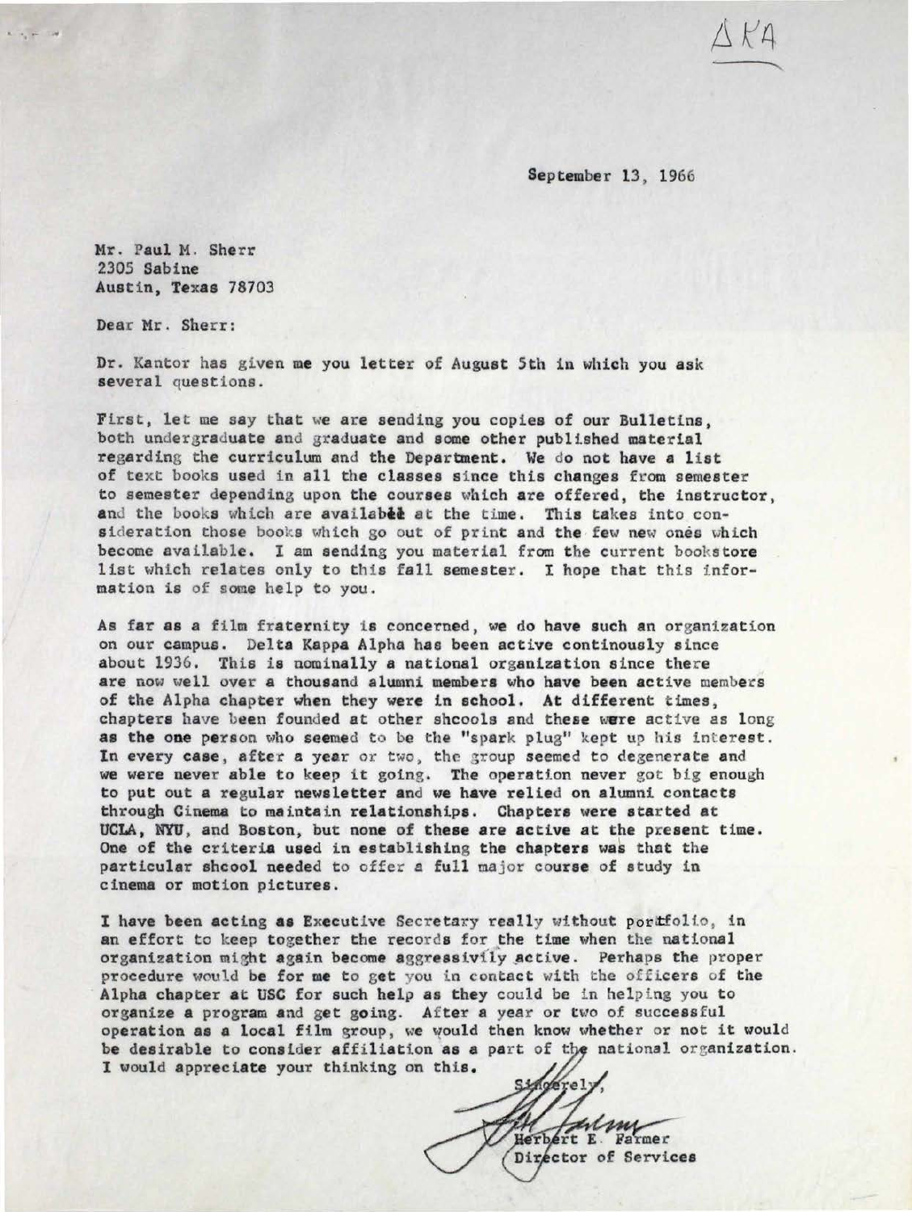ΔΚΑ

September 13, 1966

Mr. Paul M. Sherr
2305 Sabine
Austin, Texas 78703

Dear Mr. Sherr:

Dr. Kantor has given me you letter of August 5th in which you ask several questions.

First, let me say that we are sending you copies of our Bulletins, both undergraduate and graduate and some other published material regarding the curriculum and the Department. We do not have a list of text books used in all the classes since this changes from semester to semester depending upon the courses which are offered, the instructor, and the books which are availabee at the time. This takes into consideration those books which go out of print and the few new ones which become available. I am sending you material from the current bookstore list which relates only to this fall semester. I hope that this information is of some help to you.

As far as a film fraternity is concerned, we do have such an organization on our campus. Delta Kappa Alpha has been active continously since about 1936. This is nominally a national organization since there are now well over a thousand alumni members who have been active members of the Alpha chapter when they were in school. At different times, chapters have been founded at other shcools and these were active as long as the one person who seemed to be the "spark plug" kept up his interest. In every case, after a year or two, the group seemed to degenerate and we were never able to keep it going. The operation never got big enough to put out a regular newsletter and we have relied on alumni contacts through Cinema to maintain relationships. Chapters were started at UCLA, NYU, and Boston, but none of these are active at the present time. One of the criteria used in establishing the chapters was that the particular shcool needed to offer a full major course of study in cinema or motion pictures.

I have been acting as Executive Secretary really without portfolio, in an effort to keep together the records for the time when the national organization might again become aggressivily active. Perhaps the proper procedure would be for me to get you in contact with the officers of the Alpha chapter at USC for such help as they could be in helping you to organize a program and get going. After a year or two of successful operation as a local film group, we would then know whether or not it would be desirable to consider affiliation as a part of the national organization. I would appreciate your thinking on this.

Sincerely,

Herbert E. Farmer
Director of Services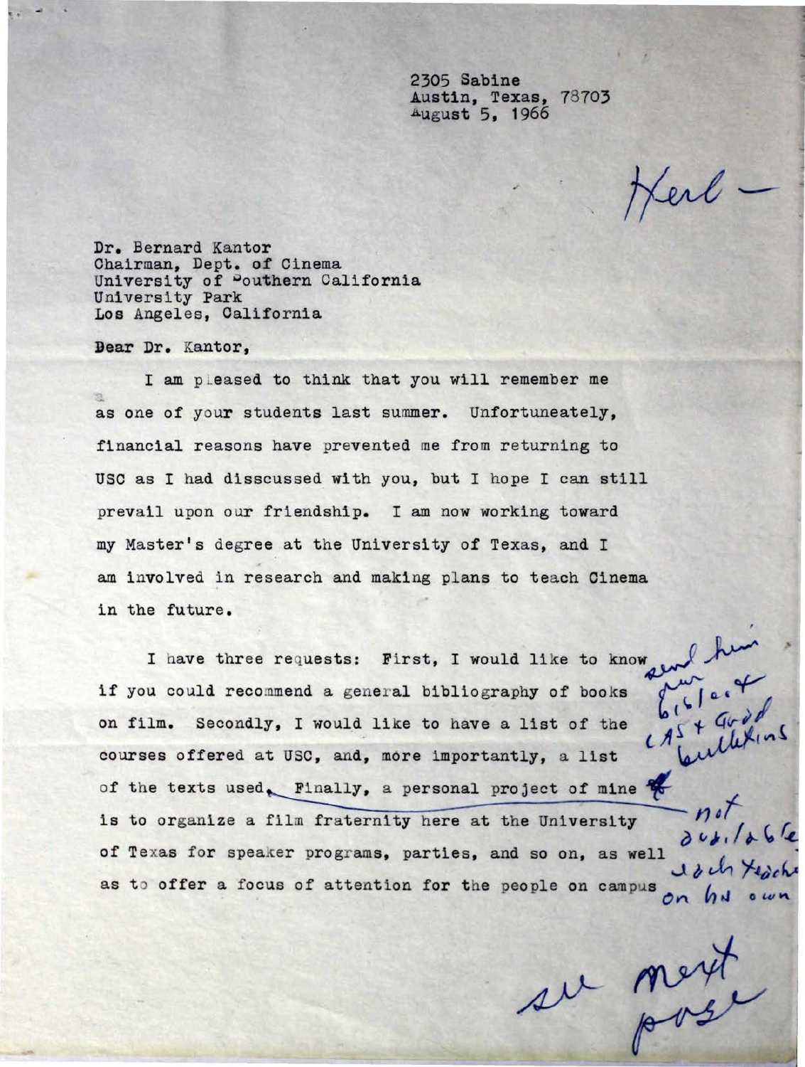2305 Sabine
Austin, Texas, 78703
August 5, 1966

Herb –

Dr. Bernard Kantor
Chairman, Dept. of Cinema
University of Southern California
University Park
Los Angeles, California

Dear Dr. Kantor,

I am pleased to think that you will remember me as one of your students last summer. Unfortuneately, financial reasons have prevented me from returning to USC as I had disscussed with you, but I hope I can still prevail upon our friendship. I am now working toward my Master's degree at the University of Texas, and I am involved in research and making plans to teach Cinema in the future.

I have three requests: First, I would like to know if you could recommend a general bibliography of books on film. Secondly, I would like to have a list of the courses offered at USC, and, more importantly, a list of the texts used. Finally, a personal project of mine is to organize a film fraternity here at the University of Texas for speaker programs, parties, and so on, as well as to offer a focus of attention for the people on campus

send him our biblio + CAS + Good bulletins

not available each teacher on his own

see next page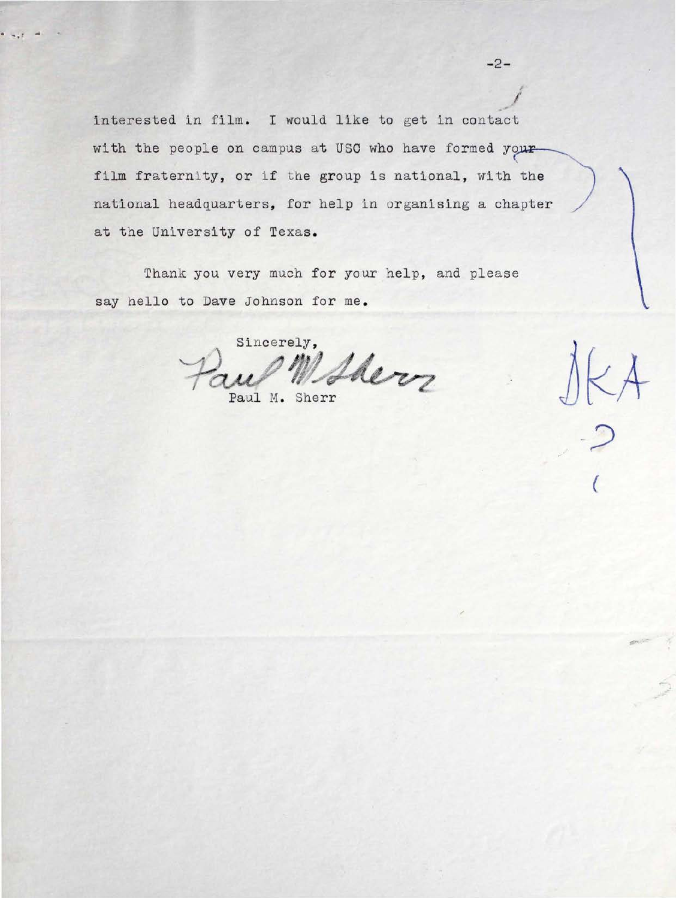interested in film. I would like to get in contact with the people on campus at USC who have formed your film fraternity, or if the group is national, with the national headquarters, for help in organising a chapter at the University of Texas.

Thank you very much for your help, and please say hello to Dave Johnson for me.

Sincerely,

Paul M. Sherr

Paul M. Sherr

JKA